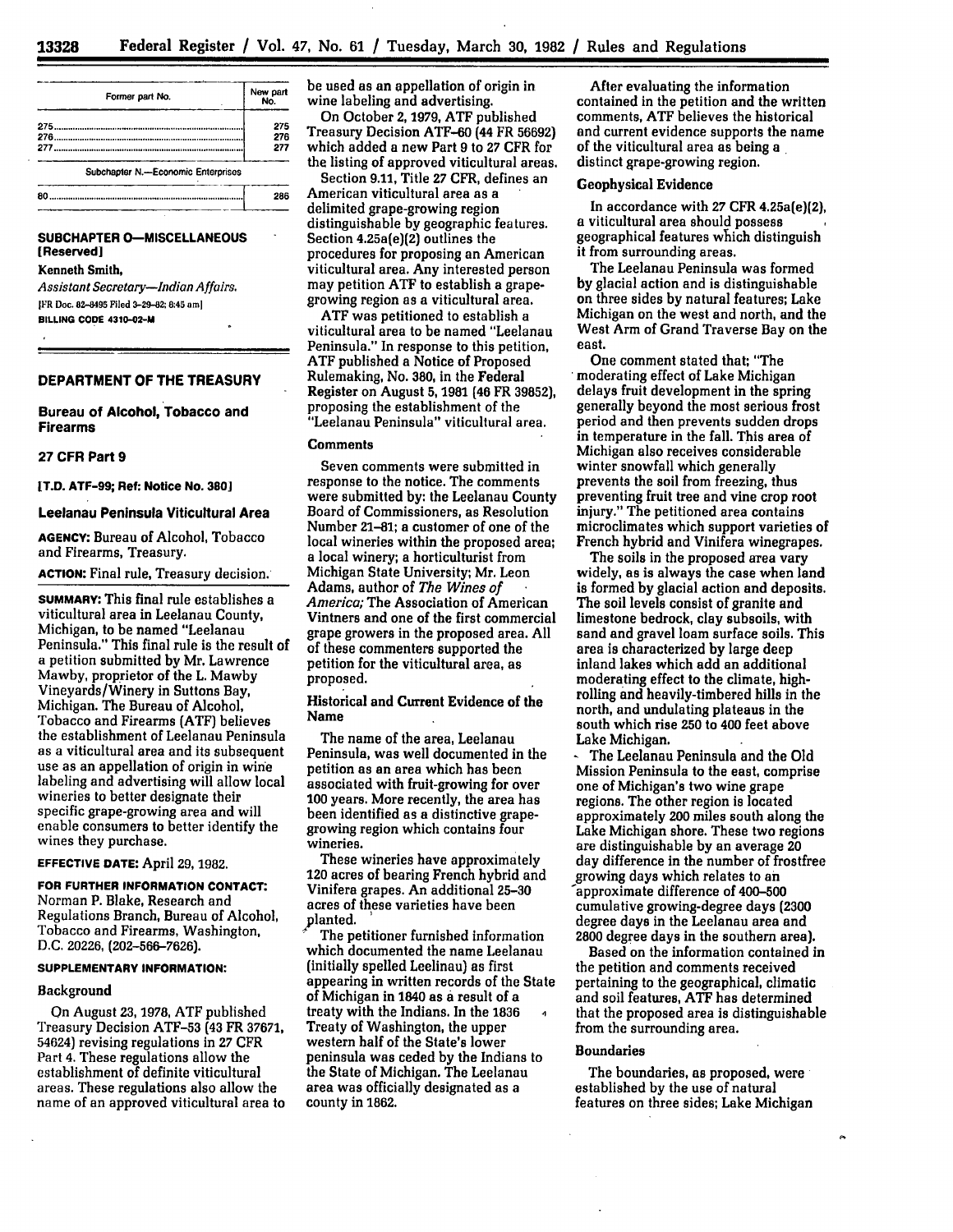| Former part No. | New part No. |
| --- | --- |
| 275 | 275 |
| 276 | 276 |
| 277 | 277 |
| Subchapter N.—Economic Enterprises | |
| 80 | 286 |

**SUBCHAPTER O—MISCELLANEOUS [Reserved]**

Kenneth Smith,

*Assistant Secretary—Indian Affairs.*

[FR Doc. 82-8495 Filed 3-29-82; 8:45 am]

**BILLING CODE 4310-02-M**

## DEPARTMENT OF THE TREASURY

### Bureau of Alcohol, Tobacco and Firearms

### 27 CFR Part 9

**[T.D. ATF-99; Ref: Notice No. 380]**

### Leelanau Peninsula Viticultural Area

**AGENCY:** Bureau of Alcohol, Tobacco and Firearms, Treasury.

**ACTION:** Final rule, Treasury decision.

**SUMMARY:** This final rule establishes a viticultural area in Leelanau County, Michigan, to be named "Leelanau Peninsula." This final rule is the result of a petition submitted by Mr. Lawrence Mawby, proprietor of the L. Mawby Vineyards/Winery in Suttons Bay, Michigan. The Bureau of Alcohol, Tobacco and Firearms (ATF) believes the establishment of Leelanau Peninsula as a viticultural area and its subsequent use as an appellation of origin in wine labeling and advertising will allow local wineries to better designate their specific grape-growing area and will enable consumers to better identify the wines they purchase.

**EFFECTIVE DATE:** April 29, 1982.

**FOR FURTHER INFORMATION CONTACT:** Norman P. Blake, Research and Regulations Branch, Bureau of Alcohol, Tobacco and Firearms, Washington, D.C. 20226, (202-566-7626).

**SUPPLEMENTARY INFORMATION:**

**Background**

On August 23, 1978, ATF published Treasury Decision ATF-53 (43 FR 37671, 54624) revising regulations in 27 CFR Part 4. These regulations allow the establishment of definite viticultural areas. These regulations also allow the name of an approved viticultural area to be used as an appellation of origin in wine labeling and advertising.

On October 2, 1979, ATF published Treasury Decision ATF-60 (44 FR 56692) which added a new Part 9 to 27 CFR for the listing of approved viticultural areas.

Section 9.11, Title 27 CFR, defines an American viticultural area as a delimited grape-growing region distinguishable by geographic features. Section 4.25a(e)(2) outlines the procedures for proposing an American viticultural area. Any interested person may petition ATF to establish a grape-growing region as a viticultural area.

ATF was petitioned to establish a viticultural area to be named "Leelanau Peninsula." In response to this petition, ATF published a Notice of Proposed Rulemaking, No. 380, in the Federal Register on August 5, 1981 (46 FR 39852), proposing the establishment of the "Leelanau Peninsula" viticultural area.

**Comments**

Seven comments were submitted in response to the notice. The comments were submitted by: the Leelanau County Board of Commissioners, as Resolution Number 21-81; a customer of one of the local wineries within the proposed area; a local winery; a horticulturist from Michigan State University; Mr. Leon Adams, author of *The Wines of America;* The Association of American Vintners and one of the first commercial grape growers in the proposed area. All of these commenters supported the petition for the viticultural area, as proposed.

**Historical and Current Evidence of the Name**

The name of the area, Leelanau Peninsula, was well documented in the petition as an area which has been associated with fruit-growing for over 100 years. More recently, the area has been identified as a distinctive grape-growing region which contains four wineries.

These wineries have approximately 120 acres of bearing French hybrid and Vinifera grapes. An additional 25-30 acres of these varieties have been planted.

The petitioner furnished information which documented the name Leelanau (initially spelled Leelinau) as first appearing in written records of the State of Michigan in 1840 as a result of a treaty with the Indians. In the 1836 Treaty of Washington, the upper western half of the State's lower peninsula was ceded by the Indians to the State of Michigan. The Leelanau area was officially designated as a county in 1862.

After evaluating the information contained in the petition and the written comments, ATF believes the historical and current evidence supports the name of the viticultural area as being a distinct grape-growing region.

**Geophysical Evidence**

In accordance with 27 CFR 4.25a(e)(2), a viticultural area should possess geographical features which distinguish it from surrounding areas.

The Leelanau Peninsula was formed by glacial action and is distinguishable on three sides by natural features; Lake Michigan on the west and north, and the West Arm of Grand Traverse Bay on the east.

One comment stated that; "The moderating effect of Lake Michigan delays fruit development in the spring generally beyond the most serious frost period and then prevents sudden drops in temperature in the fall. This area of Michigan also receives considerable winter snowfall which generally prevents the soil from freezing, thus preventing fruit tree and vine crop root injury." The petitioned area contains microclimates which support varieties of French hybrid and Vinifera winegrapes.

The soils in the proposed area vary widely, as is always the case when land is formed by glacial action and deposits. The soil levels consist of granite and limestone bedrock, clay subsoils, with sand and gravel loam surface soils. This area is characterized by large deep inland lakes which add an additional moderating effect to the climate, high-rolling and heavily-timbered hills in the north, and undulating plateaus in the south which rise 250 to 400 feet above Lake Michigan.

The Leelanau Peninsula and the Old Mission Peninsula to the east, comprise one of Michigan's two wine grape regions. The other region is located approximately 200 miles south along the Lake Michigan shore. These two regions are distinguishable by an average 20 day difference in the number of frostfree growing days which relates to an approximate difference of 400-500 cumulative growing-degree days (2300 degree days in the Leelanau area and 2800 degree days in the southern area).

Based on the information contained in the petition and comments received pertaining to the geographical, climatic and soil features, ATF has determined that the proposed area is distinguishable from the surrounding area.

**Boundaries**

The boundaries, as proposed, were established by the use of natural features on three sides; Lake Michigan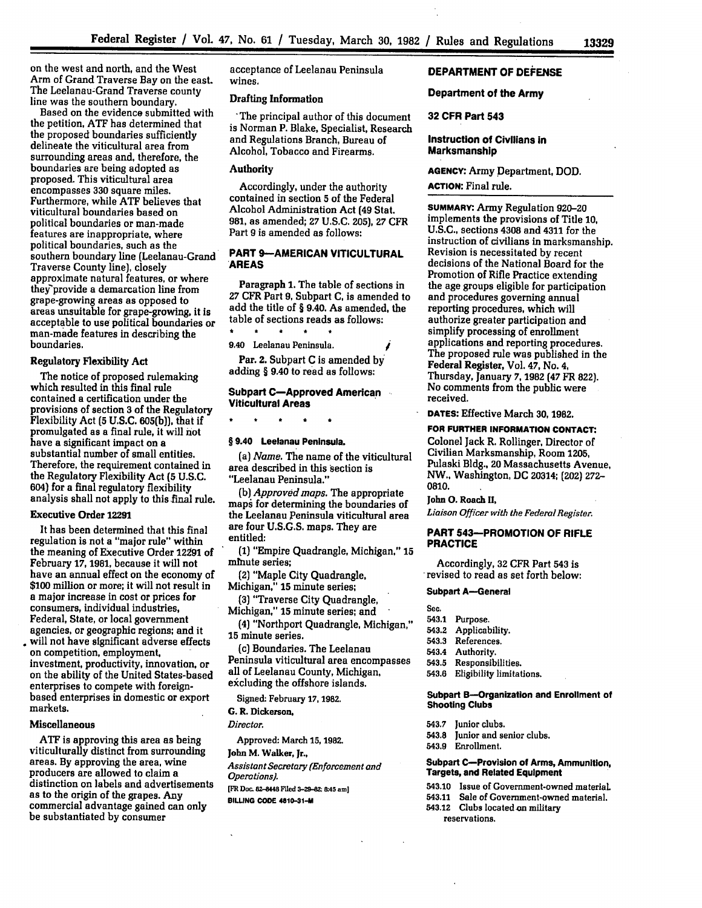on the west and north, and the West Arm of Grand Traverse Bay on the east. The Leelanau-Grand Traverse county line was the southern boundary.

Based on the evidence submitted with the petition, ATF has determined that the proposed boundaries sufficiently delineate the viticultural area from surrounding areas and, therefore, the boundaries are being adopted as proposed. This viticultural area encompasses 330 square miles. Furthermore, while ATF believes that viticultural boundaries based on political boundaries or man-made features are inappropriate, where political boundaries, such as the southern boundary line (Leelanau-Grand Traverse County line), closely approximate natural features, or where they provide a demarcation line from grape-growing areas as opposed to areas unsuitable for grape-growing, it is acceptable to use political boundaries or man-made features in describing the boundaries.

### Regulatory Flexibility Act

The notice of proposed rulemaking which resulted in this final rule contained a certification under the provisions of section 3 of the Regulatory Flexibility Act (5 U.S.C. 605(b)), that if promulgated as a final rule, it will not have a significant impact on a substantial number of small entities. Therefore, the requirement contained in the Regulatory Flexibility Act (5 U.S.C. 604) for a final regulatory flexibility analysis shall not apply to this final rule.

### Executive Order 12291

It has been determined that this final regulation is not a "major rule" within the meaning of Executive Order 12291 of February 17, 1981, because it will not have an annual effect on the economy of $100 million or more; it will not result in a major increase in cost or prices for consumers, individual industries, Federal, State, or local government agencies, or geographic regions; and it will not have significant adverse effects on competition, employment, investment, productivity, innovation, or on the ability of the United States-based enterprises to compete with foreign-based enterprises in domestic or export markets.

### Miscellaneous

ATF is approving this area as being viticulturally distinct from surrounding areas. By approving the area, wine producers are allowed to claim a distinction on labels and advertisements as to the origin of the grapes. Any commercial advantage gained can only be substantiated by consumer acceptance of Leelanau Peninsula wines.

### Drafting Information

The principal author of this document is Norman P. Blake, Specialist, Research and Regulations Branch, Bureau of Alcohol, Tobacco and Firearms.

### Authority

Accordingly, under the authority contained in section 5 of the Federal Alcohol Administration Act (49 Stat. 981, as amended; 27 U.S.C. 205), 27 CFR Part 9 is amended as follows:

## PART 9—AMERICAN VITICULTURAL AREAS

Paragraph 1. The table of sections in 27 CFR Part 9, Subpart C, is amended to add the title of § 9.40. As amended, the table of sections reads as follows:

\* \* \* \* \*

9.40 Leelanau Peninsula.

Par. 2. Subpart C is amended by adding § 9.40 to read as follows:

### Subpart C—Approved American Viticultural Areas

\* \* \* \* \*

### § 9.40 Leelanau Peninsula.

(a) *Name.* The name of the viticultural area described in this section is "Leelanau Peninsula."

(b) *Approved maps.* The appropriate maps for determining the boundaries of the Leelanau Peninsula viticultural area are four U.S.G.S. maps. They are entitled:

(1) "Empire Quadrangle, Michigan," 15 minute series;

(2) "Maple City Quadrangle, Michigan," 15 minute series;

(3) "Traverse City Quadrangle, Michigan," 15 minute series; and

(4) "Northport Quadrangle, Michigan," 15 minute series.

(c) Boundaries. The Leelanau Peninsula viticultural area encompasses all of Leelanau County, Michigan, excluding the offshore islands.

Signed: February 17, 1982.

**G. R. Dickerson,**

*Director.*

Approved: March 15, 1982.

**John M. Walker, Jr.,**

*Assistant Secretary (Enforcement and Operations).*

[FR Doc. 82-8448 Filed 3-29-82; 8:45 am]

**BILLING CODE 4810-31-M**

## DEPARTMENT OF DEFENSE

### Department of the Army

### 32 CFR Part 543

### Instruction of Civilians in Marksmanship

**AGENCY:** Army Department, DOD.

**ACTION:** Final rule.

**SUMMARY:** Army Regulation 920-20 implements the provisions of Title 10, U.S.C., sections 4308 and 4311 for the instruction of civilians in marksmanship. Revision is necessitated by recent decisions of the National Board for the Promotion of Rifle Practice extending the age groups eligible for participation and procedures governing annual reporting procedures, which will authorize greater participation and simplify processing of enrollment applications and reporting procedures. The proposed rule was published in the **Federal Register**, Vol. 47, No. 4, Thursday, January 7, 1982 (47 FR 822). No comments from the public were received.

**DATES:** Effective March 30, 1982.

**FOR FURTHER INFORMATION CONTACT:** Colonel Jack R. Rollinger, Director of Civilian Marksmanship, Room 1205, Pulaski Bldg., 20 Massachusetts Avenue, NW., Washington, DC 20314; (202) 272-0810.

**John O. Roach II,**

*Liaison Officer with the Federal Register.*

## PART 543—PROMOTION OF RIFLE PRACTICE

Accordingly, 32 CFR Part 543 is revised to read as set forth below:

### Subpart A—General

Sec.
543.1 Purpose.
543.2 Applicability.
543.3 References.
543.4 Authority.
543.5 Responsibilities.
543.6 Eligibility limitations.

### Subpart B—Organization and Enrollment of Shooting Clubs

543.7 Junior clubs.
543.8 Junior and senior clubs.
543.9 Enrollment.

### Subpart C—Provision of Arms, Ammunition, Targets, and Related Equipment

543.10 Issue of Government-owned material.
543.11 Sale of Government-owned material.
543.12 Clubs located on military reservations.